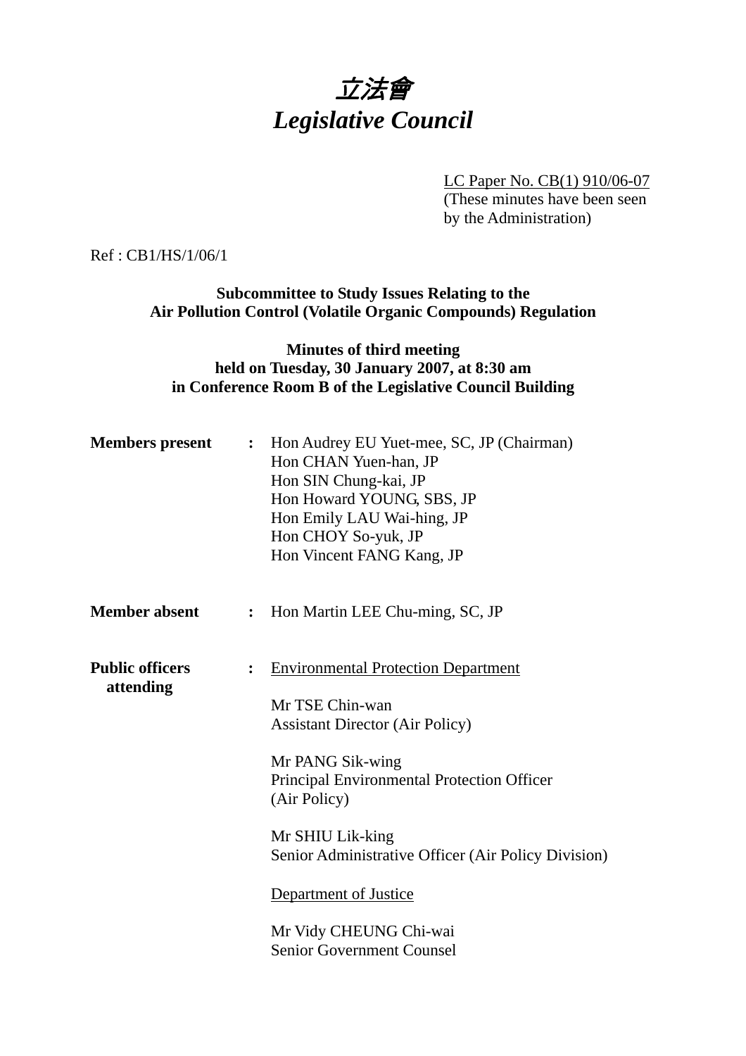# *立法會*
# *Legislative Council*

LC Paper No. CB(1) 910/06-07
(These minutes have been seen by the Administration)

Ref : CB1/HS/1/06/1

**Subcommittee to Study Issues Relating to the Air Pollution Control (Volatile Organic Compounds) Regulation**

**Minutes of third meeting held on Tuesday, 30 January 2007, at 8:30 am in Conference Room B of the Legislative Council Building**

**Members present** : Hon Audrey EU Yuet-mee, SC, JP (Chairman)
Hon CHAN Yuen-han, JP
Hon SIN Chung-kai, JP
Hon Howard YOUNG, SBS, JP
Hon Emily LAU Wai-hing, JP
Hon CHOY So-yuk, JP
Hon Vincent FANG Kang, JP

**Member absent** : Hon Martin LEE Chu-ming, SC, JP

**Public officers attending** : Environmental Protection Department

Mr TSE Chin-wan
Assistant Director (Air Policy)

Mr PANG Sik-wing
Principal Environmental Protection Officer (Air Policy)

Mr SHIU Lik-king
Senior Administrative Officer (Air Policy Division)

Department of Justice

Mr Vidy CHEUNG Chi-wai
Senior Government Counsel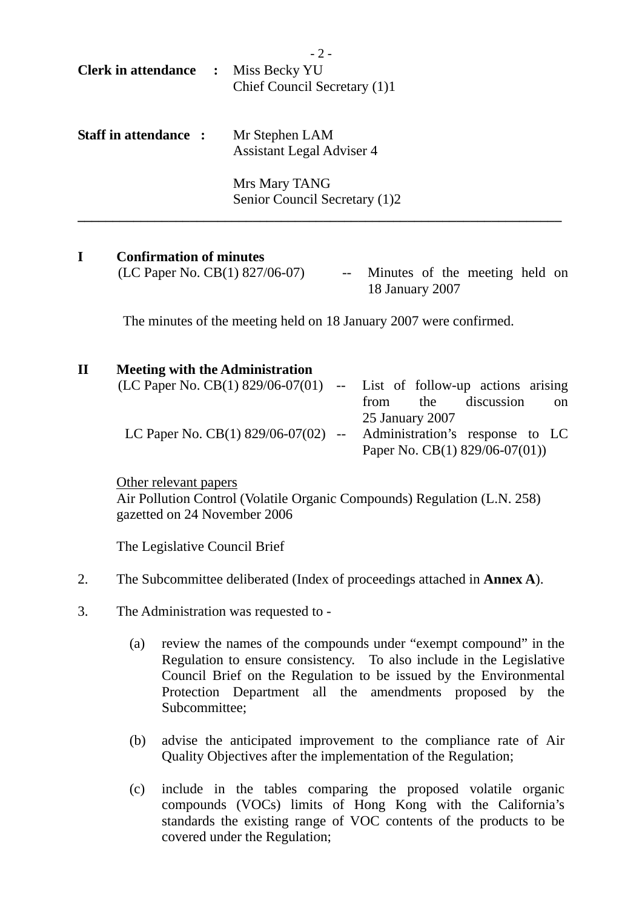**Clerk in attendance :** Miss Becky YU
Chief Council Secretary (1)1

**Staff in attendance :** Mr Stephen LAM
Assistant Legal Adviser 4

Mrs Mary TANG
Senior Council Secretary (1)2

---

**I Confirmation of minutes**

(LC Paper No. CB(1) 827/06-07) -- Minutes of the meeting held on 18 January 2007

The minutes of the meeting held on 18 January 2007 were confirmed.

**II Meeting with the Administration**

(LC Paper No. CB(1) 829/06-07(01) -- List of follow-up actions arising from the discussion on 25 January 2007

LC Paper No. CB(1) 829/06-07(02) -- Administration's response to LC Paper No. CB(1) 829/06-07(01))

Other relevant papers
Air Pollution Control (Volatile Organic Compounds) Regulation (L.N. 258) gazetted on 24 November 2006

The Legislative Council Brief

2. The Subcommittee deliberated (Index of proceedings attached in **Annex A**).

3. The Administration was requested to -

(a) review the names of the compounds under "exempt compound" in the Regulation to ensure consistency. To also include in the Legislative Council Brief on the Regulation to be issued by the Environmental Protection Department all the amendments proposed by the Subcommittee;

(b) advise the anticipated improvement to the compliance rate of Air Quality Objectives after the implementation of the Regulation;

(c) include in the tables comparing the proposed volatile organic compounds (VOCs) limits of Hong Kong with the California's standards the existing range of VOC contents of the products to be covered under the Regulation;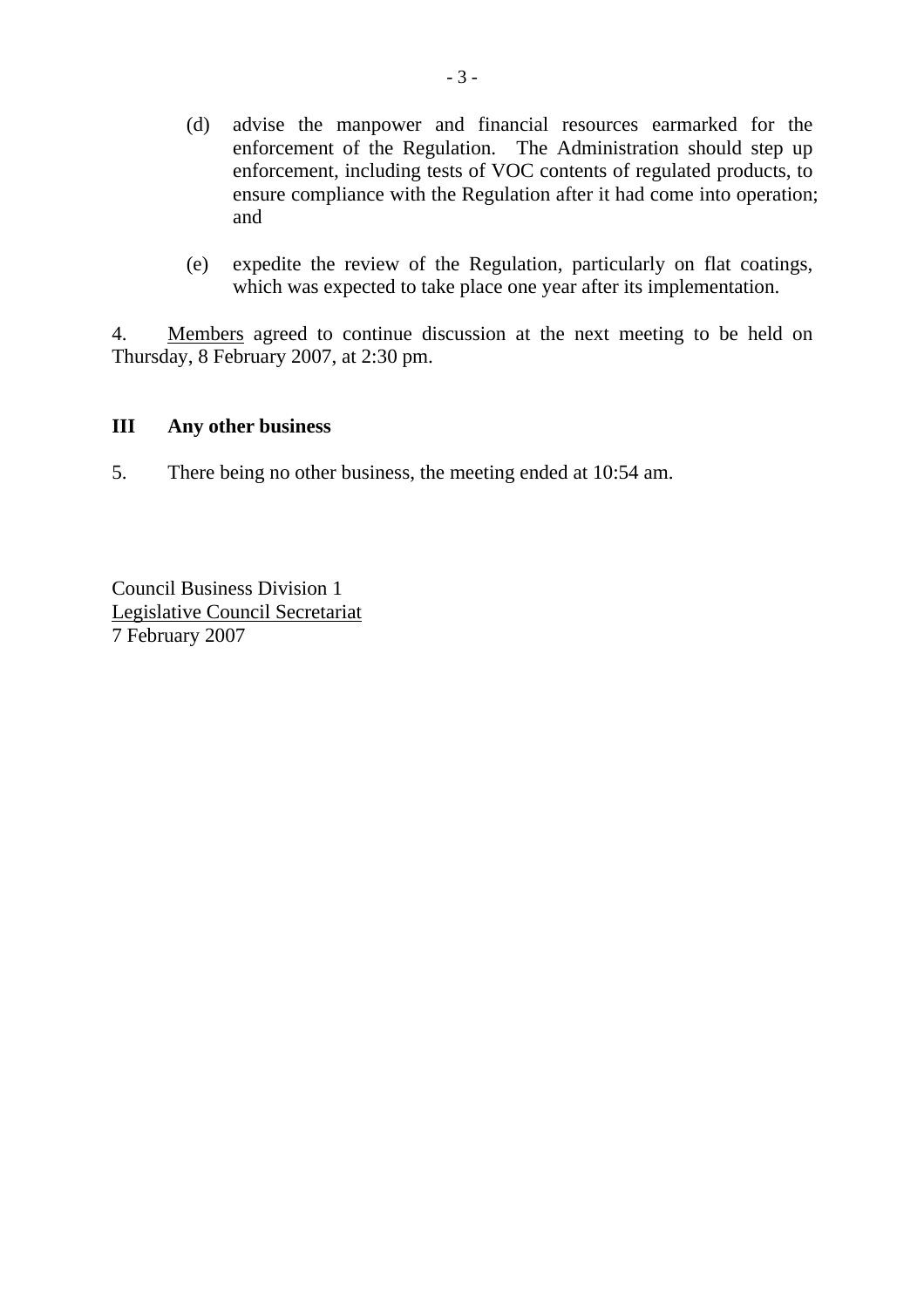(d) advise the manpower and financial resources earmarked for the enforcement of the Regulation. The Administration should step up enforcement, including tests of VOC contents of regulated products, to ensure compliance with the Regulation after it had come into operation; and

(e) expedite the review of the Regulation, particularly on flat coatings, which was expected to take place one year after its implementation.

4. Members agreed to continue discussion at the next meeting to be held on Thursday, 8 February 2007, at 2:30 pm.

## III Any other business

5. There being no other business, the meeting ended at 10:54 am.

Council Business Division 1
Legislative Council Secretariat
7 February 2007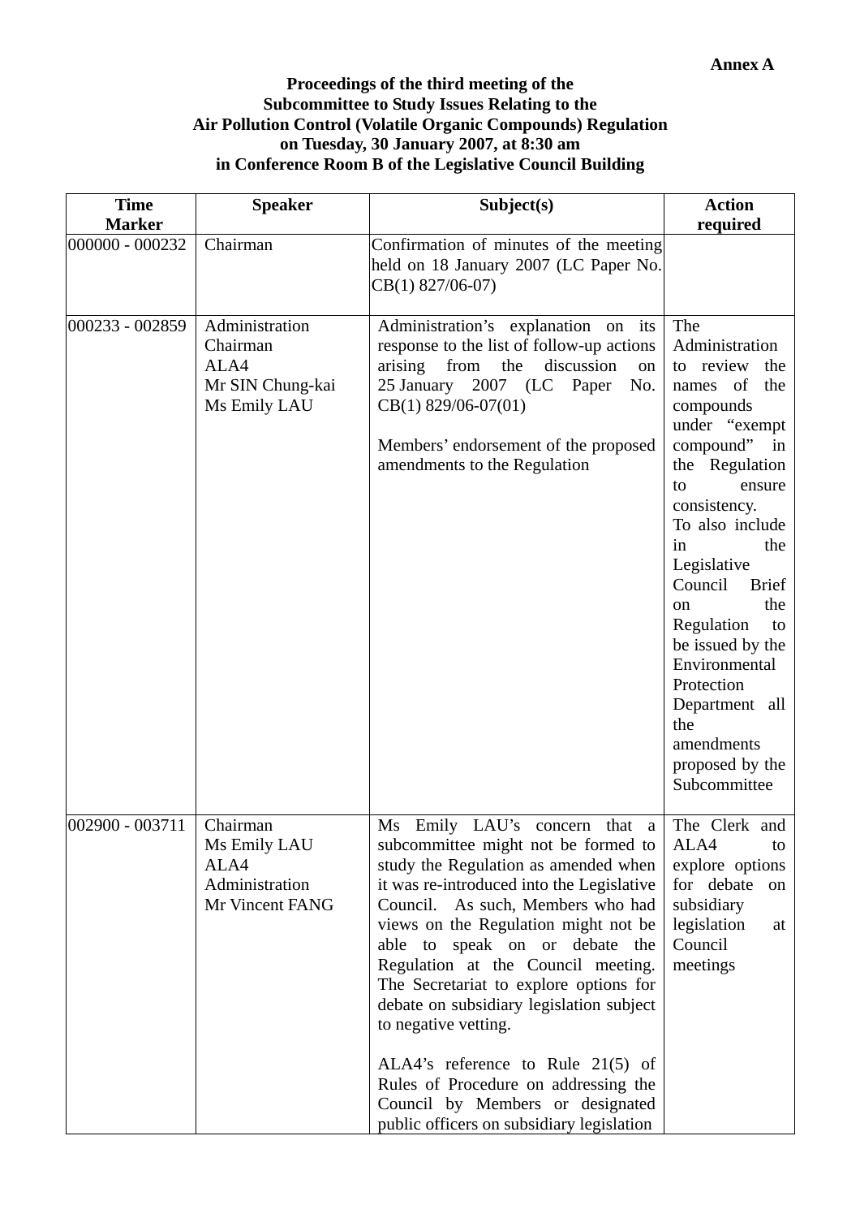**Annex A**

**Proceedings of the third meeting of the Subcommittee to Study Issues Relating to the Air Pollution Control (Volatile Organic Compounds) Regulation on Tuesday, 30 January 2007, at 8:30 am in Conference Room B of the Legislative Council Building**

| Time Marker | Speaker | Subject(s) | Action required |
|---|---|---|---|
| 000000 - 000232 | Chairman | Confirmation of minutes of the meeting held on 18 January 2007 (LC Paper No. CB(1) 827/06-07) | |
| 000233 - 002859 | Administration<br>Chairman<br>ALA4<br>Mr SIN Chung-kai<br>Ms Emily LAU | Administration's explanation on its response to the list of follow-up actions arising from the discussion on 25 January 2007 (LC Paper No. CB(1) 829/06-07(01)<br><br>Members' endorsement of the proposed amendments to the Regulation | The Administration to review the names of the compounds under "exempt compound" in the Regulation to ensure consistency.<br>To also include in the Legislative Council Brief on the Regulation to be issued by the Environmental Protection Department all the amendments proposed by the Subcommittee |
| 002900 - 003711 | Chairman<br>Ms Emily LAU<br>ALA4<br>Administration<br>Mr Vincent FANG | Ms Emily LAU's concern that a subcommittee might not be formed to study the Regulation as amended when it was re-introduced into the Legislative Council. As such, Members who had views on the Regulation might not be able to speak on or debate the Regulation at the Council meeting. The Secretariat to explore options for debate on subsidiary legislation subject to negative vetting.<br><br>ALA4's reference to Rule 21(5) of Rules of Procedure on addressing the Council by Members or designated public officers on subsidiary legislation | The Clerk and ALA4 to explore options for debate on subsidiary legislation at Council meetings |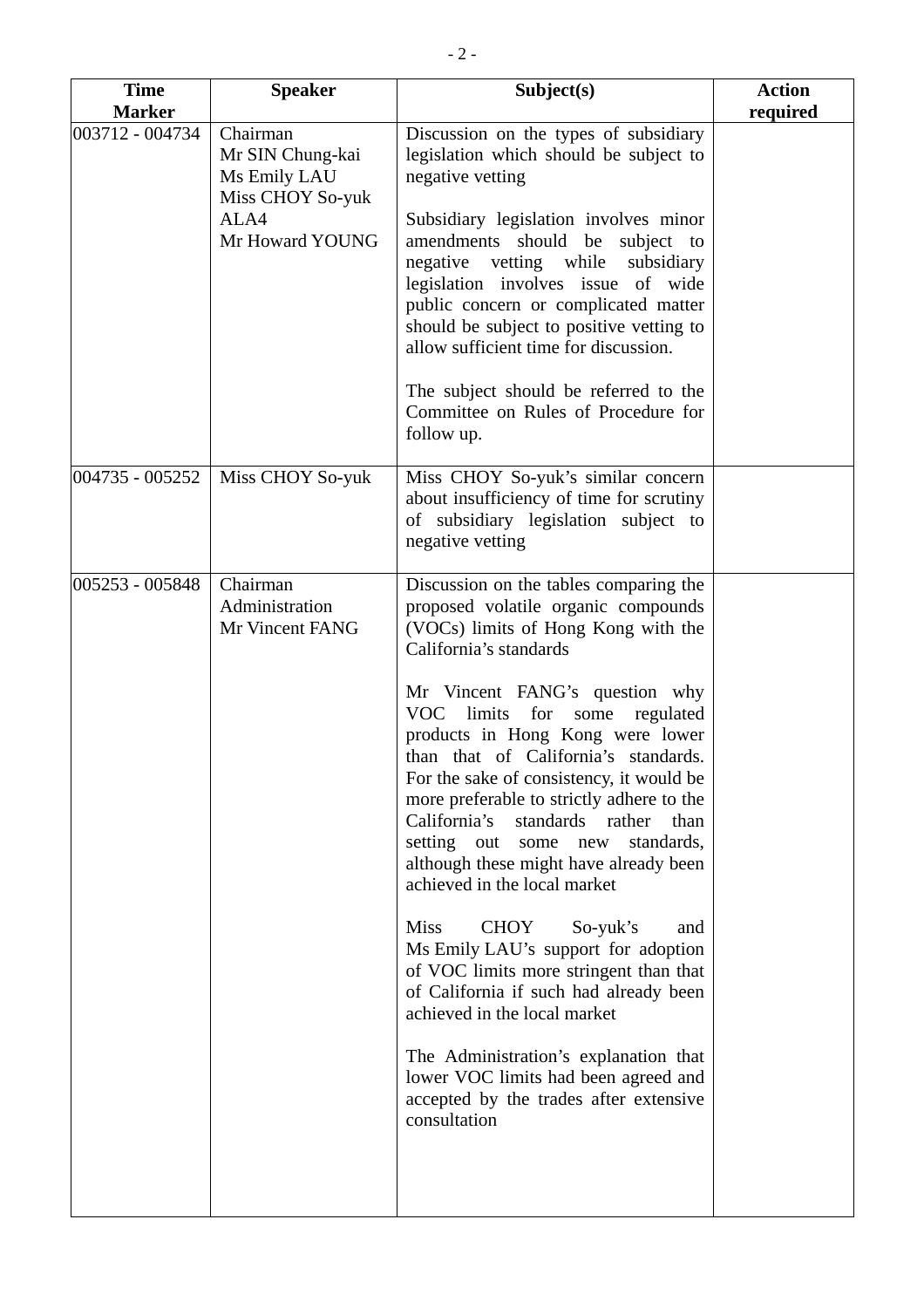| Time Marker | Speaker | Subject(s) | Action required |
|---|---|---|---|
| 003712 - 004734 | Chairman<br>Mr SIN Chung-kai<br>Ms Emily LAU<br>Miss CHOY So-yuk<br>ALA4<br>Mr Howard YOUNG | Discussion on the types of subsidiary legislation which should be subject to negative vetting<br><br>Subsidiary legislation involves minor amendments should be subject to negative vetting while subsidiary legislation involves issue of wide public concern or complicated matter should be subject to positive vetting to allow sufficient time for discussion.<br><br>The subject should be referred to the Committee on Rules of Procedure for follow up. | |
| 004735 - 005252 | Miss CHOY So-yuk | Miss CHOY So-yuk's similar concern about insufficiency of time for scrutiny of subsidiary legislation subject to negative vetting | |
| 005253 - 005848 | Chairman<br>Administration<br>Mr Vincent FANG | Discussion on the tables comparing the proposed volatile organic compounds (VOCs) limits of Hong Kong with the California's standards<br><br>Mr Vincent FANG's question why VOC limits for some regulated products in Hong Kong were lower than that of California's standards. For the sake of consistency, it would be more preferable to strictly adhere to the California's standards rather than setting out some new standards, although these might have already been achieved in the local market<br><br>Miss CHOY So-yuk's and Ms Emily LAU's support for adoption of VOC limits more stringent than that of California if such had already been achieved in the local market<br><br>The Administration's explanation that lower VOC limits had been agreed and accepted by the trades after extensive consultation | |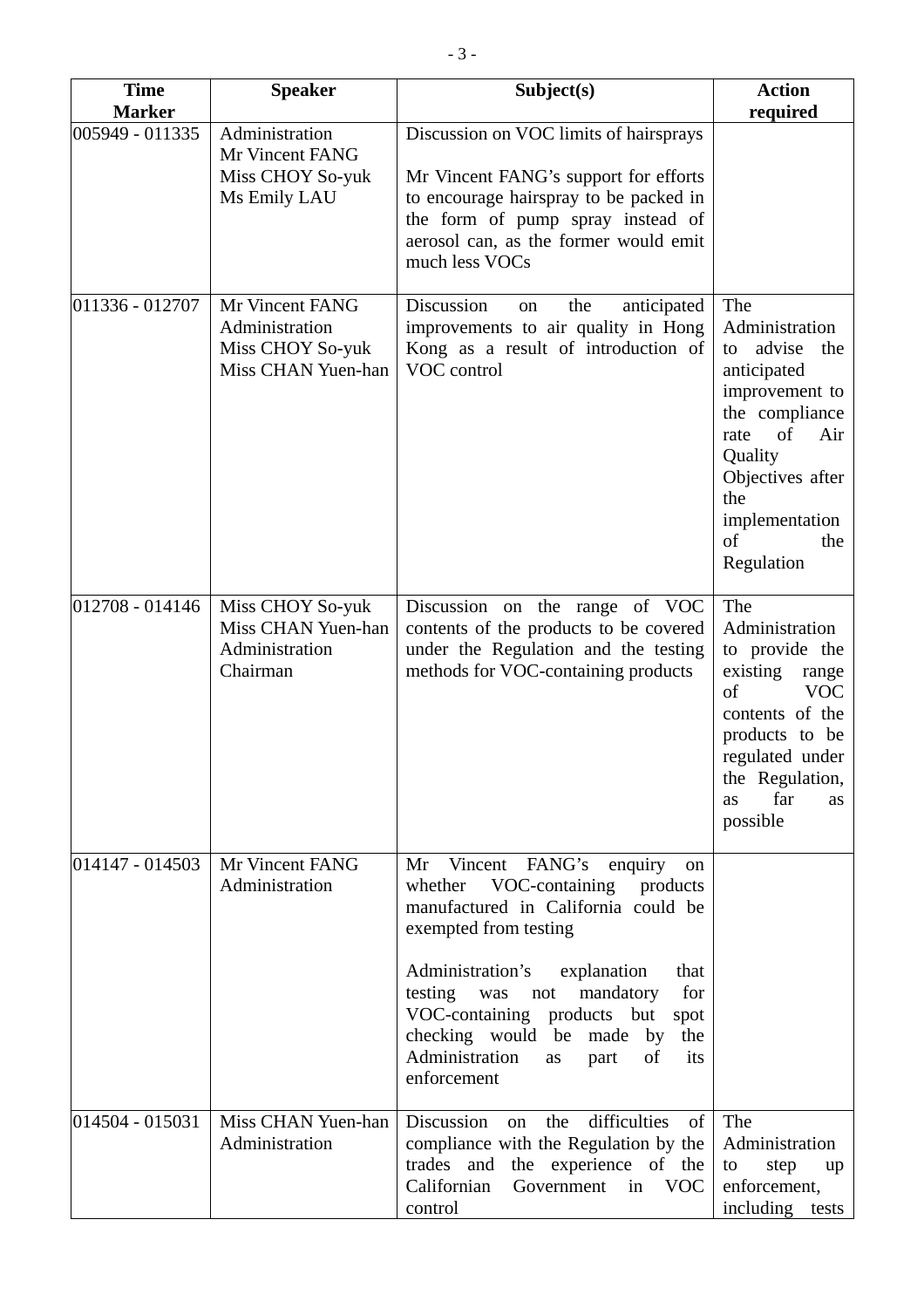| Time Marker | Speaker | Subject(s) | Action required |
|---|---|---|---|
| 005949 - 011335 | Administration<br>Mr Vincent FANG<br>Miss CHOY So-yuk<br>Ms Emily LAU | Discussion on VOC limits of hairsprays<br><br>Mr Vincent FANG's support for efforts to encourage hairspray to be packed in the form of pump spray instead of aerosol can, as the former would emit much less VOCs | |
| 011336 - 012707 | Mr Vincent FANG<br>Administration<br>Miss CHOY So-yuk<br>Miss CHAN Yuen-han | Discussion on the anticipated improvements to air quality in Hong Kong as a result of introduction of VOC control | The Administration to advise the anticipated improvement to the compliance rate of Air Quality Objectives after the implementation of the Regulation |
| 012708 - 014146 | Miss CHOY So-yuk<br>Miss CHAN Yuen-han<br>Administration<br>Chairman | Discussion on the range of VOC contents of the products to be covered under the Regulation and the testing methods for VOC-containing products | The Administration to provide the existing range of VOC contents of the products to be regulated under the Regulation, as far as possible |
| 014147 - 014503 | Mr Vincent FANG<br>Administration | Mr Vincent FANG's enquiry on whether VOC-containing products manufactured in California could be exempted from testing<br><br>Administration's explanation that testing was not mandatory for VOC-containing products but spot checking would be made by the Administration as part of its enforcement | |
| 014504 - 015031 | Miss CHAN Yuen-han<br>Administration | Discussion on the difficulties of compliance with the Regulation by the trades and the experience of the Californian Government in VOC control | The Administration to step up enforcement, including tests |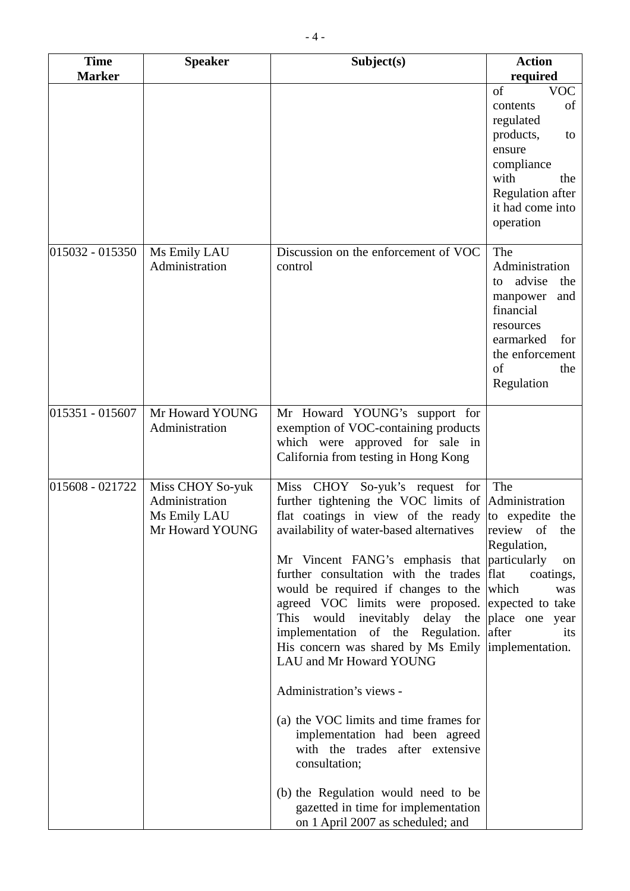| Time Marker | Speaker | Subject(s) | Action required |
|---|---|---|---|
| | | | of VOC contents of regulated products, to ensure compliance with the Regulation after it had come into operation |
| 015032 - 015350 | Ms Emily LAU<br>Administration | Discussion on the enforcement of VOC control | The Administration to advise the manpower and financial resources earmarked for the enforcement of the Regulation |
| 015351 - 015607 | Mr Howard YOUNG<br>Administration | Mr Howard YOUNG's support for exemption of VOC-containing products which were approved for sale in California from testing in Hong Kong | |
| 015608 - 021722 | Miss CHOY So-yuk<br>Administration<br>Ms Emily LAU<br>Mr Howard YOUNG | Miss CHOY So-yuk's request for further tightening the VOC limits of flat coatings in view of the ready availability of water-based alternatives<br><br>Mr Vincent FANG's emphasis that further consultation with the trades would be required if changes to the agreed VOC limits were proposed. This would inevitably delay the implementation of the Regulation. His concern was shared by Ms Emily LAU and Mr Howard YOUNG<br><br>Administration's views -<br><br>(a) the VOC limits and time frames for implementation had been agreed with the trades after extensive consultation;<br><br>(b) the Regulation would need to be gazetted in time for implementation on 1 April 2007 as scheduled; and | The Administration to expedite the review of the Regulation, particularly on flat coatings, which was expected to take place one year after its implementation. |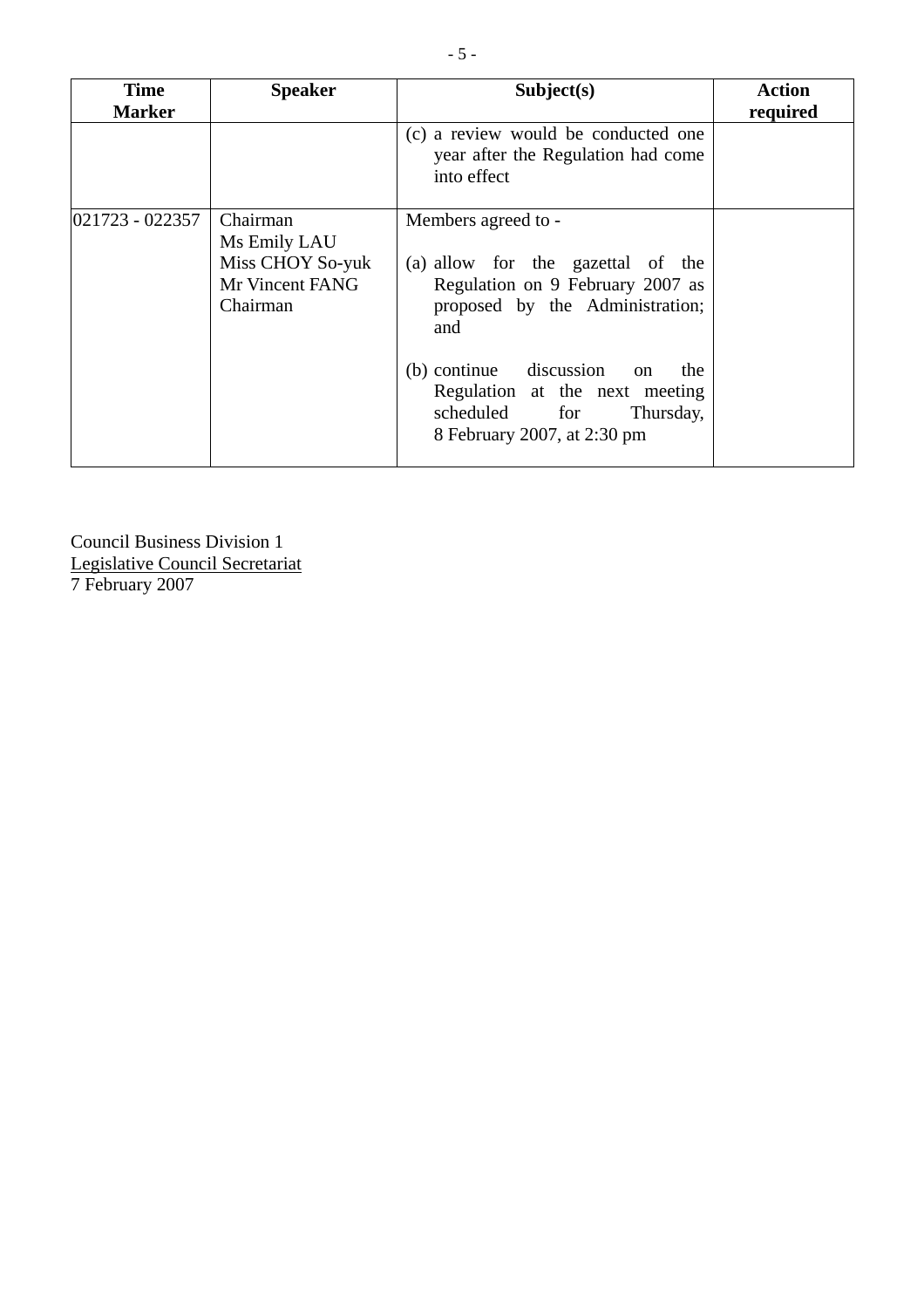| Time Marker | Speaker | Subject(s) | Action required |
|---|---|---|---|
| | | (c) a review would be conducted one year after the Regulation had come into effect | |
| 021723 - 022357 | Chairman<br>Ms Emily LAU<br>Miss CHOY So-yuk<br>Mr Vincent FANG<br>Chairman | Members agreed to -<br><br>(a) allow for the gazettal of the Regulation on 9 February 2007 as proposed by the Administration; and<br><br>(b) continue discussion on the Regulation at the next meeting scheduled for Thursday, 8 February 2007, at 2:30 pm | |

Council Business Division 1
Legislative Council Secretariat
7 February 2007